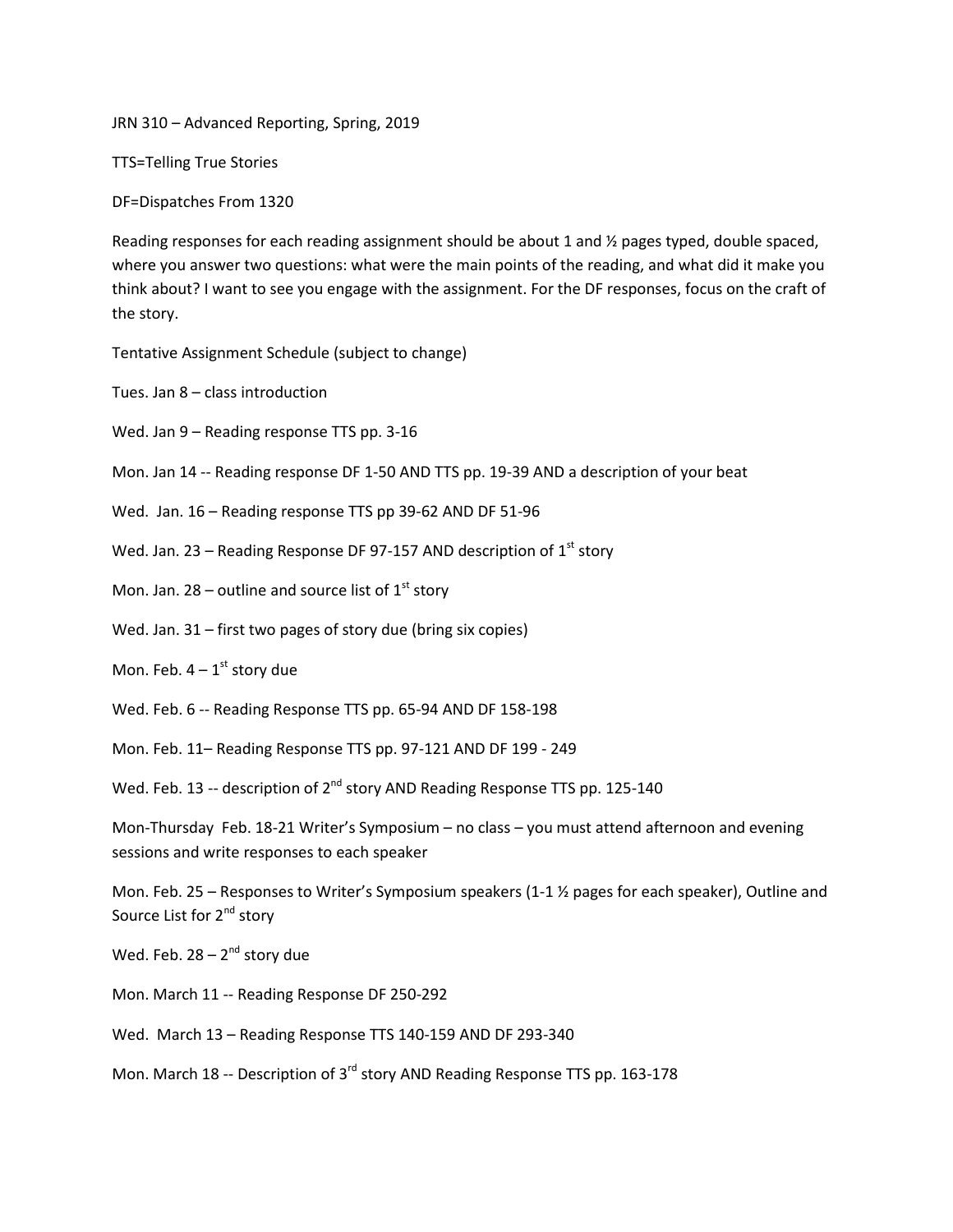JRN 310 – Advanced Reporting, Spring, 2019

TTS=Telling True Stories

DF=Dispatches From 1320

Reading responses for each reading assignment should be about 1 and ½ pages typed, double spaced, where you answer two questions: what were the main points of the reading, and what did it make you think about? I want to see you engage with the assignment. For the DF responses, focus on the craft of the story.

Tentative Assignment Schedule (subject to change)

Tues. Jan 8 – class introduction

Wed. Jan 9 – Reading response TTS pp. 3-16

Mon. Jan 14 -- Reading response DF 1-50 AND TTS pp. 19-39 AND a description of your beat

Wed. Jan. 16 – Reading response TTS pp 39-62 AND DF 51-96

Wed. Jan. 23 – Reading Response DF 97-157 AND description of 1st story

Mon. Jan. 28 – outline and source list of 1st story

Wed. Jan. 31 – first two pages of story due (bring six copies)

Mon. Feb. 4 – 1st story due

Wed. Feb. 6 -- Reading Response TTS pp. 65-94 AND DF 158-198

Mon. Feb. 11– Reading Response TTS pp. 97-121 AND DF 199 - 249

Wed. Feb. 13 -- description of 2nd story AND Reading Response TTS pp. 125-140

Mon-Thursday Feb. 18-21 Writer's Symposium – no class – you must attend afternoon and evening sessions and write responses to each speaker

Mon. Feb. 25 – Responses to Writer's Symposium speakers (1-1 ½ pages for each speaker), Outline and Source List for 2nd story

Wed. Feb. 28 – 2nd story due

Mon. March 11 -- Reading Response DF 250-292

Wed. March 13 – Reading Response TTS 140-159 AND DF 293-340

Mon. March 18 -- Description of 3rd story AND Reading Response TTS pp. 163-178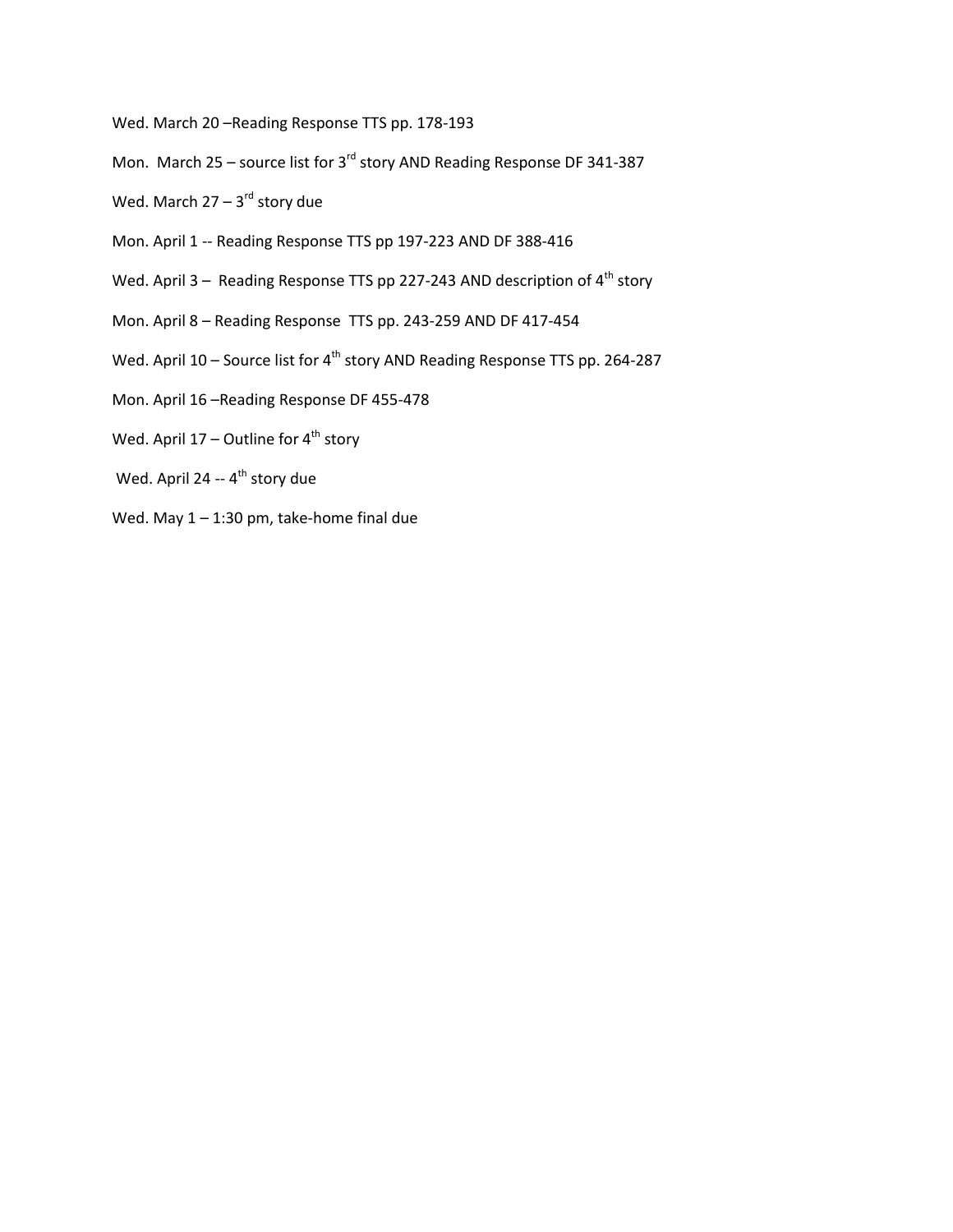Wed. March 20 –Reading Response TTS pp. 178-193

Mon. March 25 – source list for 3rd story AND Reading Response DF 341-387

Wed. March 27 – 3rd story due

Mon. April 1 -- Reading Response TTS pp 197-223 AND DF 388-416

Wed. April 3 – Reading Response TTS pp 227-243 AND description of 4th story

Mon. April 8 – Reading Response TTS pp. 243-259 AND DF 417-454

Wed. April 10 – Source list for 4th story AND Reading Response TTS pp. 264-287

Mon. April 16 –Reading Response DF 455-478

Wed. April 17 – Outline for 4th story

Wed. April 24 -- 4th story due

Wed. May 1 – 1:30 pm, take-home final due